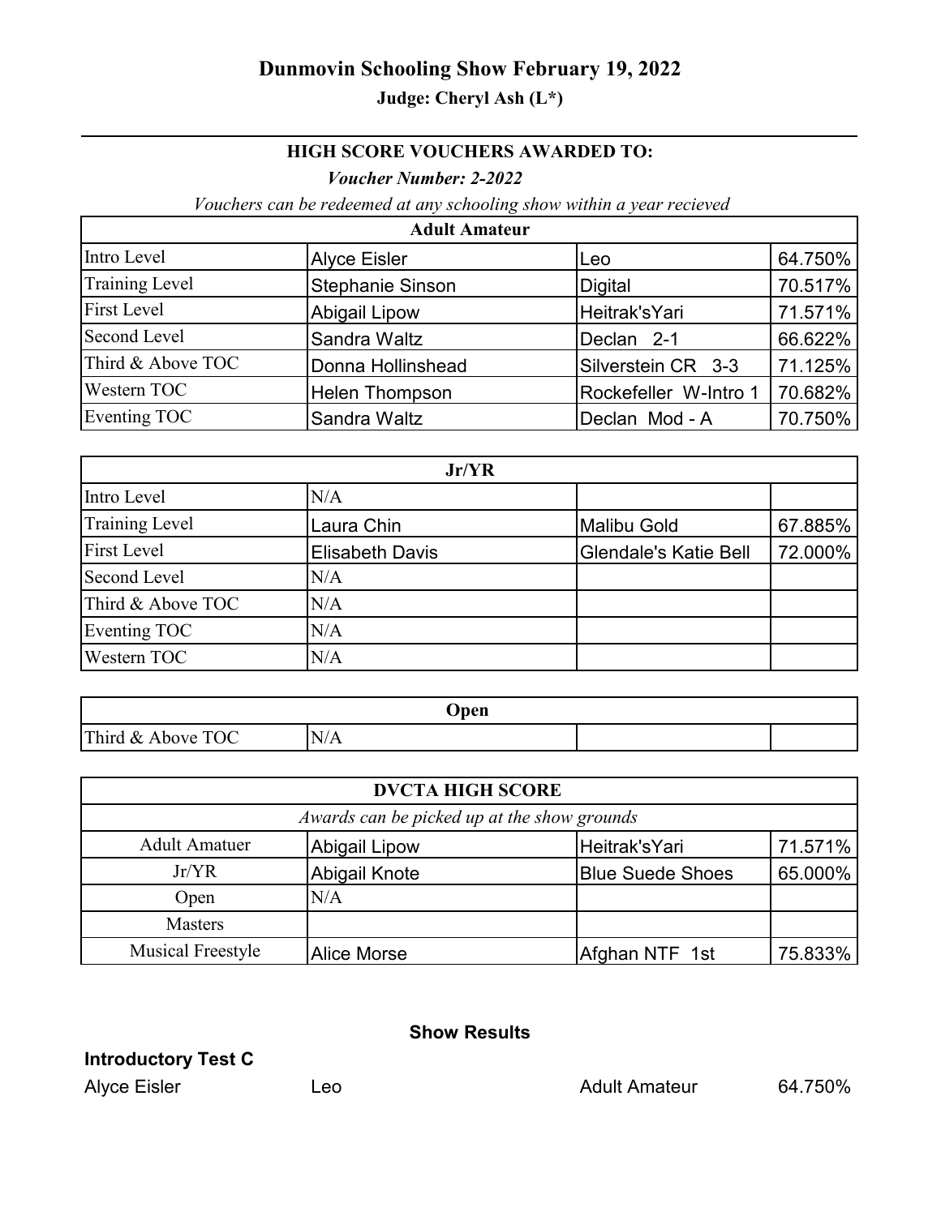# Dunmovin Schooling Show February 19, 2022

**Judge: Cheryl Ash (L*)**

---

## HIGH SCORE VOUCHERS AWARDED TO:

***Voucher Number: 2-2022***

*Vouchers can be redeemed at any schooling show within a year recieved*

| Adult Amateur | | | |
|---|---|---|---|
| Intro Level | Alyce Eisler | Leo | 64.750% |
| Training Level | Stephanie Sinson | Digital | 70.517% |
| First Level | Abigail Lipow | Heitrak'sYari | 71.571% |
| Second Level | Sandra Waltz | Declan 2-1 | 66.622% |
| Third & Above TOC | Donna Hollinshead | Silverstein CR 3-3 | 71.125% |
| Western TOC | Helen Thompson | Rockefeller W-Intro 1 | 70.682% |
| Eventing TOC | Sandra Waltz | Declan Mod - A | 70.750% |

| Jr/YR | | | |
|---|---|---|---|
| Intro Level | N/A | | |
| Training Level | Laura Chin | Malibu Gold | 67.885% |
| First Level | Elisabeth Davis | Glendale's Katie Bell | 72.000% |
| Second Level | N/A | | |
| Third & Above TOC | N/A | | |
| Eventing TOC | N/A | | |
| Western TOC | N/A | | |

| Open | | | |
|---|---|---|---|
| Third & Above TOC | N/A | | |

| DVCTA HIGH SCORE | | | |
|---|---|---|---|
| *Awards can be picked up at the show grounds* | | | |
| Adult Amatuer | Abigail Lipow | Heitrak'sYari | 71.571% |
| Jr/YR | Abigail Knote | Blue Suede Shoes | 65.000% |
| Open | N/A | | |
| Masters | | | |
| Musical Freestyle | Alice Morse | Afghan NTF 1st | 75.833% |

## Show Results

### Introductory Test C

| | | | |
|---|---|---|---|
| Alyce Eisler | Leo | Adult Amateur | 64.750% |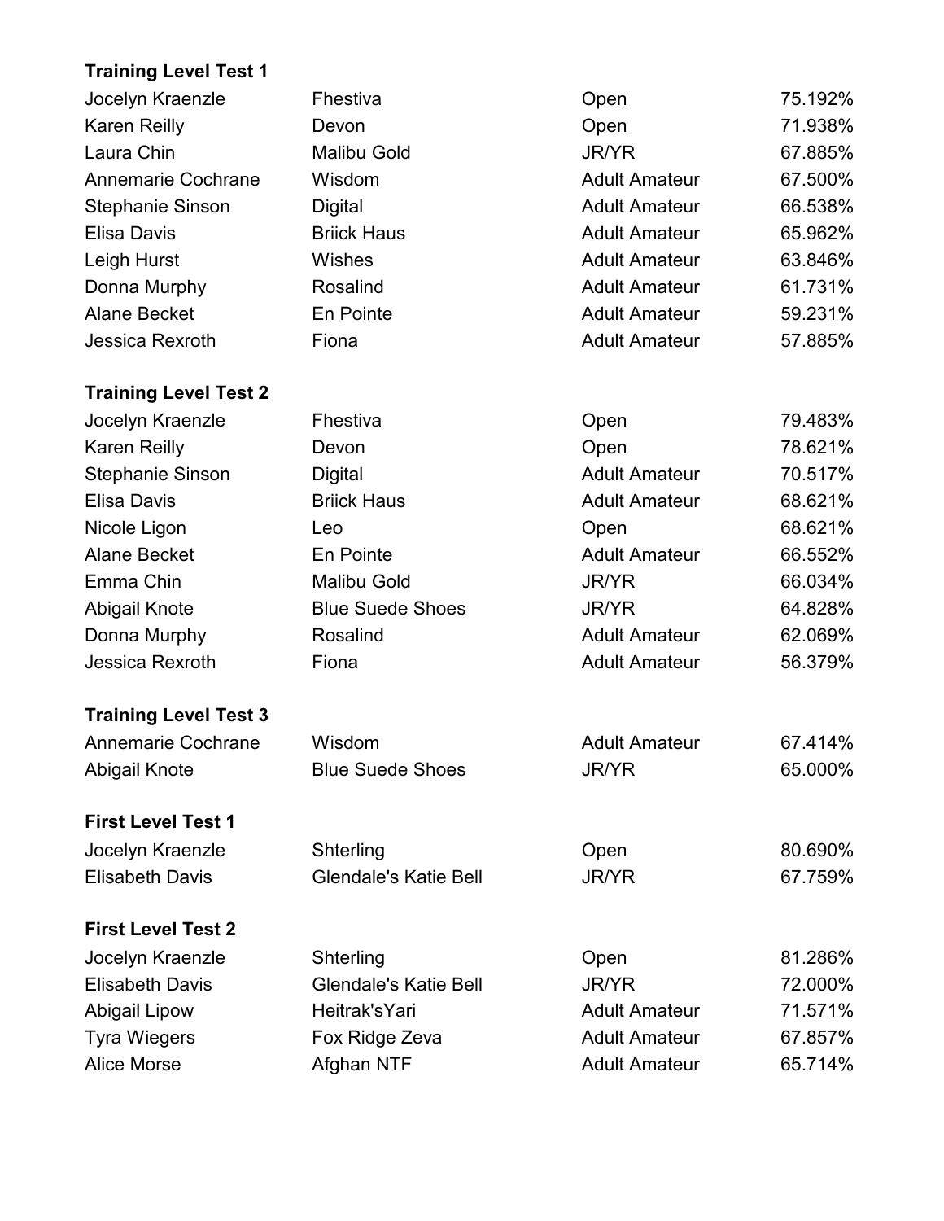**Training Level Test 1**

| | | | |
|---|---|---|---|
| Jocelyn Kraenzle | Fhestiva | Open | 75.192% |
| Karen Reilly | Devon | Open | 71.938% |
| Laura Chin | Malibu Gold | JR/YR | 67.885% |
| Annemarie Cochrane | Wisdom | Adult Amateur | 67.500% |
| Stephanie Sinson | Digital | Adult Amateur | 66.538% |
| Elisa Davis | Briick Haus | Adult Amateur | 65.962% |
| Leigh Hurst | Wishes | Adult Amateur | 63.846% |
| Donna Murphy | Rosalind | Adult Amateur | 61.731% |
| Alane Becket | En Pointe | Adult Amateur | 59.231% |
| Jessica Rexroth | Fiona | Adult Amateur | 57.885% |

**Training Level Test 2**

| | | | |
|---|---|---|---|
| Jocelyn Kraenzle | Fhestiva | Open | 79.483% |
| Karen Reilly | Devon | Open | 78.621% |
| Stephanie Sinson | Digital | Adult Amateur | 70.517% |
| Elisa Davis | Briick Haus | Adult Amateur | 68.621% |
| Nicole Ligon | Leo | Open | 68.621% |
| Alane Becket | En Pointe | Adult Amateur | 66.552% |
| Emma Chin | Malibu Gold | JR/YR | 66.034% |
| Abigail Knote | Blue Suede Shoes | JR/YR | 64.828% |
| Donna Murphy | Rosalind | Adult Amateur | 62.069% |
| Jessica Rexroth | Fiona | Adult Amateur | 56.379% |

**Training Level Test 3**

| | | | |
|---|---|---|---|
| Annemarie Cochrane | Wisdom | Adult Amateur | 67.414% |
| Abigail Knote | Blue Suede Shoes | JR/YR | 65.000% |

**First Level Test 1**

| | | | |
|---|---|---|---|
| Jocelyn Kraenzle | Shterling | Open | 80.690% |
| Elisabeth Davis | Glendale's Katie Bell | JR/YR | 67.759% |

**First Level Test 2**

| | | | |
|---|---|---|---|
| Jocelyn Kraenzle | Shterling | Open | 81.286% |
| Elisabeth Davis | Glendale's Katie Bell | JR/YR | 72.000% |
| Abigail Lipow | Heitrak'sYari | Adult Amateur | 71.571% |
| Tyra Wiegers | Fox Ridge Zeva | Adult Amateur | 67.857% |
| Alice Morse | Afghan NTF | Adult Amateur | 65.714% |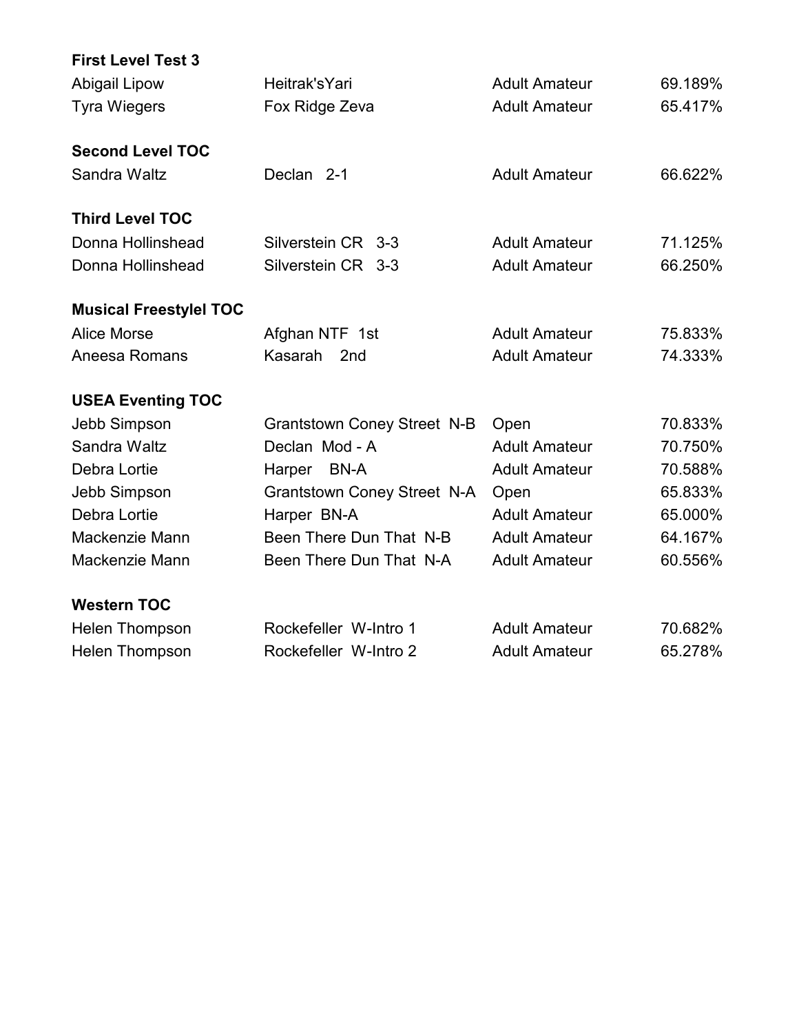**First Level Test 3**

| | | | |
|---|---|---|---|
| Abigail Lipow | Heitrak'sYari | Adult Amateur | 69.189% |
| Tyra Wiegers | Fox Ridge Zeva | Adult Amateur | 65.417% |

**Second Level TOC**

| | | | |
|---|---|---|---|
| Sandra Waltz | Declan 2-1 | Adult Amateur | 66.622% |

**Third Level TOC**

| | | | |
|---|---|---|---|
| Donna Hollinshead | Silverstein CR 3-3 | Adult Amateur | 71.125% |
| Donna Hollinshead | Silverstein CR 3-3 | Adult Amateur | 66.250% |

**Musical Freestylel TOC**

| | | | |
|---|---|---|---|
| Alice Morse | Afghan NTF 1st | Adult Amateur | 75.833% |
| Aneesa Romans | Kasarah 2nd | Adult Amateur | 74.333% |

**USEA Eventing TOC**

| | | | |
|---|---|---|---|
| Jebb Simpson | Grantstown Coney Street N-B | Open | 70.833% |
| Sandra Waltz | Declan Mod - A | Adult Amateur | 70.750% |
| Debra Lortie | Harper BN-A | Adult Amateur | 70.588% |
| Jebb Simpson | Grantstown Coney Street N-A | Open | 65.833% |
| Debra Lortie | Harper BN-A | Adult Amateur | 65.000% |
| Mackenzie Mann | Been There Dun That N-B | Adult Amateur | 64.167% |
| Mackenzie Mann | Been There Dun That N-A | Adult Amateur | 60.556% |

**Western TOC**

| | | | |
|---|---|---|---|
| Helen Thompson | Rockefeller W-Intro 1 | Adult Amateur | 70.682% |
| Helen Thompson | Rockefeller W-Intro 2 | Adult Amateur | 65.278% |